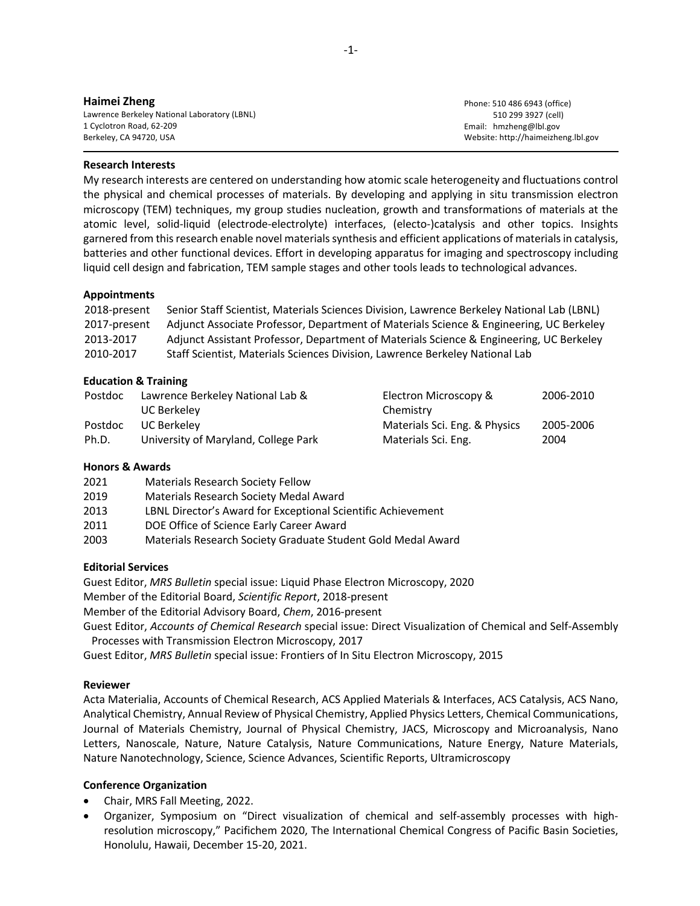**Haimei Zheng**

Lawrence Berkeley National Laboratory (LBNL)
1 Cyclotron Road, 62-209
Berkeley, CA 94720, USA

Phone: 510 486 6943 (office)
510 299 3927 (cell)
Email: hmzheng@lbl.gov
Website: http://haimeizheng.lbl.gov

---

### Research Interests

My research interests are centered on understanding how atomic scale heterogeneity and fluctuations control the physical and chemical processes of materials. By developing and applying in situ transmission electron microscopy (TEM) techniques, my group studies nucleation, growth and transformations of materials at the atomic level, solid-liquid (electrode-electrolyte) interfaces, (electo-)catalysis and other topics. Insights garnered from this research enable novel materials synthesis and efficient applications of materials in catalysis, batteries and other functional devices. Effort in developing apparatus for imaging and spectroscopy including liquid cell design and fabrication, TEM sample stages and other tools leads to technological advances.

### Appointments

| | |
|---|---|
| 2018-present | Senior Staff Scientist, Materials Sciences Division, Lawrence Berkeley National Lab (LBNL) |
| 2017-present | Adjunct Associate Professor, Department of Materials Science & Engineering, UC Berkeley |
| 2013-2017 | Adjunct Assistant Professor, Department of Materials Science & Engineering, UC Berkeley |
| 2010-2017 | Staff Scientist, Materials Sciences Division, Lawrence Berkeley National Lab |

### Education & Training

| | | | |
|---|---|---|---|
| Postdoc | Lawrence Berkeley National Lab & UC Berkeley | Electron Microscopy & Chemistry | 2006-2010 |
| Postdoc | UC Berkeley | Materials Sci. Eng. & Physics | 2005-2006 |
| Ph.D. | University of Maryland, College Park | Materials Sci. Eng. | 2004 |

### Honors & Awards

| | |
|---|---|
| 2021 | Materials Research Society Fellow |
| 2019 | Materials Research Society Medal Award |
| 2013 | LBNL Director's Award for Exceptional Scientific Achievement |
| 2011 | DOE Office of Science Early Career Award |
| 2003 | Materials Research Society Graduate Student Gold Medal Award |

### Editorial Services

Guest Editor, *MRS Bulletin* special issue: Liquid Phase Electron Microscopy, 2020
Member of the Editorial Board, *Scientific Report*, 2018-present
Member of the Editorial Advisory Board, *Chem*, 2016-present
Guest Editor, *Accounts of Chemical Research* special issue: Direct Visualization of Chemical and Self-Assembly Processes with Transmission Electron Microscopy, 2017
Guest Editor, *MRS Bulletin* special issue: Frontiers of In Situ Electron Microscopy, 2015

### Reviewer

Acta Materialia, Accounts of Chemical Research, ACS Applied Materials & Interfaces, ACS Catalysis, ACS Nano, Analytical Chemistry, Annual Review of Physical Chemistry, Applied Physics Letters, Chemical Communications, Journal of Materials Chemistry, Journal of Physical Chemistry, JACS, Microscopy and Microanalysis, Nano Letters, Nanoscale, Nature, Nature Catalysis, Nature Communications, Nature Energy, Nature Materials, Nature Nanotechnology, Science, Science Advances, Scientific Reports, Ultramicroscopy

### Conference Organization

- Chair, MRS Fall Meeting, 2022.
- Organizer, Symposium on "Direct visualization of chemical and self-assembly processes with high-resolution microscopy," Pacifichem 2020, The International Chemical Congress of Pacific Basin Societies, Honolulu, Hawaii, December 15-20, 2021.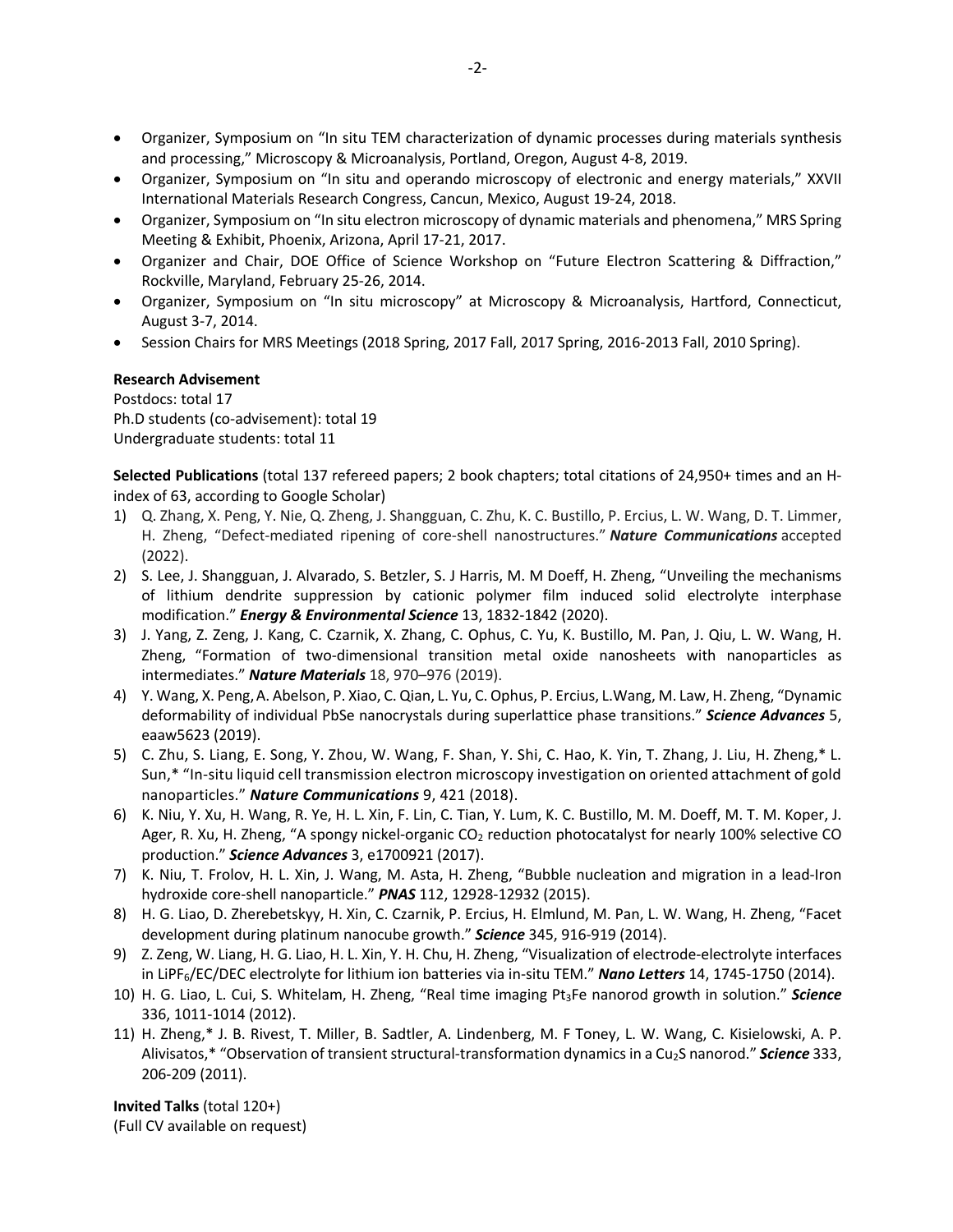- Organizer, Symposium on "In situ TEM characterization of dynamic processes during materials synthesis and processing," Microscopy & Microanalysis, Portland, Oregon, August 4-8, 2019.
- Organizer, Symposium on "In situ and operando microscopy of electronic and energy materials," XXVII International Materials Research Congress, Cancun, Mexico, August 19-24, 2018.
- Organizer, Symposium on "In situ electron microscopy of dynamic materials and phenomena," MRS Spring Meeting & Exhibit, Phoenix, Arizona, April 17-21, 2017.
- Organizer and Chair, DOE Office of Science Workshop on "Future Electron Scattering & Diffraction," Rockville, Maryland, February 25-26, 2014.
- Organizer, Symposium on "In situ microscopy" at Microscopy & Microanalysis, Hartford, Connecticut, August 3-7, 2014.
- Session Chairs for MRS Meetings (2018 Spring, 2017 Fall, 2017 Spring, 2016-2013 Fall, 2010 Spring).

**Research Advisement**

Postdocs: total 17
Ph.D students (co-advisement): total 19
Undergraduate students: total 11

**Selected Publications** (total 137 refereed papers; 2 book chapters; total citations of 24,950+ times and an H-index of 63, according to Google Scholar)

1) Q. Zhang, X. Peng, Y. Nie, Q. Zheng, J. Shangguan, C. Zhu, K. C. Bustillo, P. Ercius, L. W. Wang, D. T. Limmer, H. Zheng, "Defect-mediated ripening of core-shell nanostructures." ***Nature Communications*** accepted (2022).
2) S. Lee, J. Shangguan, J. Alvarado, S. Betzler, S. J Harris, M. M Doeff, H. Zheng, "Unveiling the mechanisms of lithium dendrite suppression by cationic polymer film induced solid electrolyte interphase modification." ***Energy & Environmental Science*** 13, 1832-1842 (2020).
3) J. Yang, Z. Zeng, J. Kang, C. Czarnik, X. Zhang, C. Ophus, C. Yu, K. Bustillo, M. Pan, J. Qiu, L. W. Wang, H. Zheng, "Formation of two-dimensional transition metal oxide nanosheets with nanoparticles as intermediates." ***Nature Materials*** 18, 970–976 (2019).
4) Y. Wang, X. Peng, A. Abelson, P. Xiao, C. Qian, L. Yu, C. Ophus, P. Ercius, L.Wang, M. Law, H. Zheng, "Dynamic deformability of individual PbSe nanocrystals during superlattice phase transitions." ***Science Advances*** 5, eaaw5623 (2019).
5) C. Zhu, S. Liang, E. Song, Y. Zhou, W. Wang, F. Shan, Y. Shi, C. Hao, K. Yin, T. Zhang, J. Liu, H. Zheng,* L. Sun,* "In-situ liquid cell transmission electron microscopy investigation on oriented attachment of gold nanoparticles." ***Nature Communications*** 9, 421 (2018).
6) K. Niu, Y. Xu, H. Wang, R. Ye, H. L. Xin, F. Lin, C. Tian, Y. Lum, K. C. Bustillo, M. M. Doeff, M. T. M. Koper, J. Ager, R. Xu, H. Zheng, "A spongy nickel-organic $CO_2$ reduction photocatalyst for nearly 100% selective CO production." ***Science Advances*** 3, e1700921 (2017).
7) K. Niu, T. Frolov, H. L. Xin, J. Wang, M. Asta, H. Zheng, "Bubble nucleation and migration in a lead-Iron hydroxide core-shell nanoparticle." ***PNAS*** 112, 12928-12932 (2015).
8) H. G. Liao, D. Zherebetskyy, H. Xin, C. Czarnik, P. Ercius, H. Elmlund, M. Pan, L. W. Wang, H. Zheng, "Facet development during platinum nanocube growth." ***Science*** 345, 916-919 (2014).
9) Z. Zeng, W. Liang, H. G. Liao, H. L. Xin, Y. H. Chu, H. Zheng, "Visualization of electrode-electrolyte interfaces in $LiPF_6$/EC/DEC electrolyte for lithium ion batteries via in-situ TEM." ***Nano Letters*** 14, 1745-1750 (2014).
10) H. G. Liao, L. Cui, S. Whitelam, H. Zheng, "Real time imaging $Pt_3Fe$ nanorod growth in solution." ***Science*** 336, 1011-1014 (2012).
11) H. Zheng,* J. B. Rivest, T. Miller, B. Sadtler, A. Lindenberg, M. F Toney, L. W. Wang, C. Kisielowski, A. P. Alivisatos,* "Observation of transient structural-transformation dynamics in a $Cu_2S$ nanorod." ***Science*** 333, 206-209 (2011).

**Invited Talks** (total 120+)
(Full CV available on request)